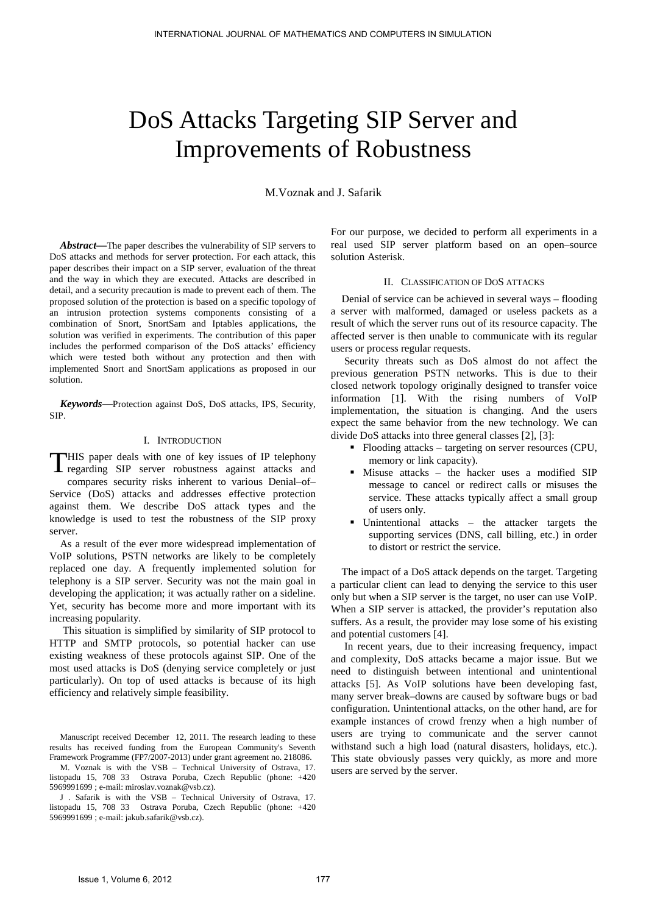# DoS Attacks Targeting SIP Server and Improvements of Robustness

M.Voznak and J. Safarik

***Abstract*—**The paper describes the vulnerability of SIP servers to DoS attacks and methods for server protection. For each attack, this paper describes their impact on a SIP server, evaluation of the threat and the way in which they are executed. Attacks are described in detail, and a security precaution is made to prevent each of them. The proposed solution of the protection is based on a specific topology of an intrusion protection systems components consisting of a combination of Snort, SnortSam and Iptables applications, the solution was verified in experiments. The contribution of this paper includes the performed comparison of the DoS attacks' efficiency which were tested both without any protection and then with implemented Snort and SnortSam applications as proposed in our solution.

***Keywords*—**Protection against DoS, DoS attacks, IPS, Security, SIP.

## I. Introduction

THIS paper deals with one of key issues of IP telephony regarding SIP server robustness against attacks and compares security risks inherent to various Denial–of–Service (DoS) attacks and addresses effective protection against them. We describe DoS attack types and the knowledge is used to test the robustness of the SIP proxy server.

As a result of the ever more widespread implementation of VoIP solutions, PSTN networks are likely to be completely replaced one day. A frequently implemented solution for telephony is a SIP server. Security was not the main goal in developing the application; it was actually rather on a sideline. Yet, security has become more and more important with its increasing popularity.

This situation is simplified by similarity of SIP protocol to HTTP and SMTP protocols, so potential hacker can use existing weakness of these protocols against SIP. One of the most used attacks is DoS (denying service completely or just particularly). On top of used attacks is because of its high efficiency and relatively simple feasibility.

For our purpose, we decided to perform all experiments in a real used SIP server platform based on an open–source solution Asterisk.

## II. Classification of DoS attacks

Denial of service can be achieved in several ways – flooding a server with malformed, damaged or useless packets as a result of which the server runs out of its resource capacity. The affected server is then unable to communicate with its regular users or process regular requests.

Security threats such as DoS almost do not affect the previous generation PSTN networks. This is due to their closed network topology originally designed to transfer voice information [1]. With the rising numbers of VoIP implementation, the situation is changing. And the users expect the same behavior from the new technology. We can divide DoS attacks into three general classes [2], [3]:

- Flooding attacks – targeting on server resources (CPU, memory or link capacity).
- Misuse attacks – the hacker uses a modified SIP message to cancel or redirect calls or misuses the service. These attacks typically affect a small group of users only.
- Unintentional attacks – the attacker targets the supporting services (DNS, call billing, etc.) in order to distort or restrict the service.

The impact of a DoS attack depends on the target. Targeting a particular client can lead to denying the service to this user only but when a SIP server is the target, no user can use VoIP. When a SIP server is attacked, the provider's reputation also suffers. As a result, the provider may lose some of his existing and potential customers [4].

In recent years, due to their increasing frequency, impact and complexity, DoS attacks became a major issue. But we need to distinguish between intentional and unintentional attacks [5]. As VoIP solutions have been developing fast, many server break–downs are caused by software bugs or bad configuration. Unintentional attacks, on the other hand, are for example instances of crowd frenzy when a high number of users are trying to communicate and the server cannot withstand such a high load (natural disasters, holidays, etc.). This state obviously passes very quickly, as more and more users are served by the server.

---

Manuscript received December 12, 2011. The research leading to these results has received funding from the European Community's Seventh Framework Programme (FP7/2007-2013) under grant agreement no. 218086.

M. Voznak is with the VSB – Technical University of Ostrava, 17. listopadu 15, 708 33 Ostrava Poruba, Czech Republic (phone: +420 5969991699 ; e-mail: miroslav.voznak@vsb.cz).

J . Safarik is with the VSB – Technical University of Ostrava, 17. listopadu 15, 708 33 Ostrava Poruba, Czech Republic (phone: +420 5969991699 ; e-mail: jakub.safarik@vsb.cz).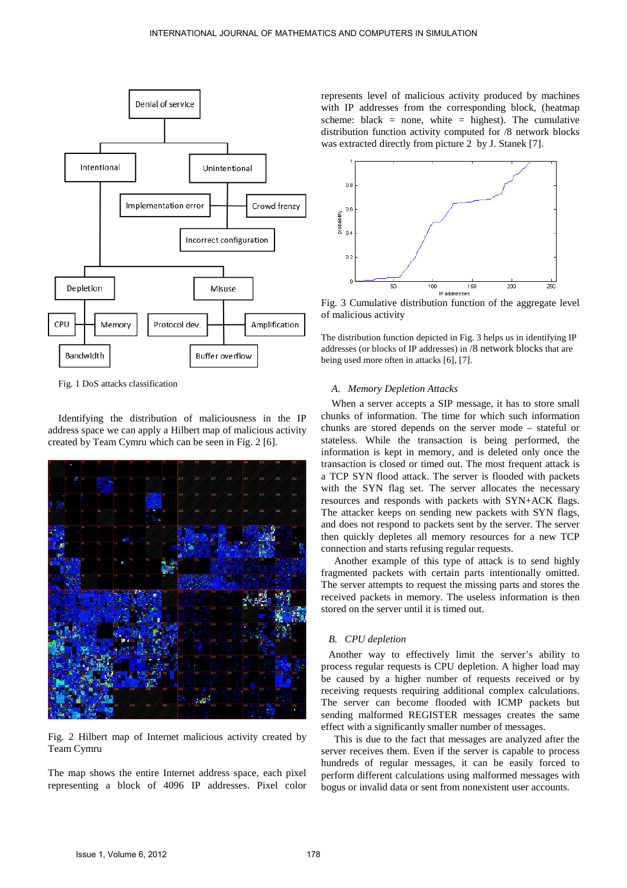Fig. 1 DoS attacks classification

Identifying the distribution of maliciousness in the IP address space we can apply a Hilbert map of malicious activity created by Team Cymru which can be seen in Fig. 2 [6].

Fig. 2 Hilbert map of Internet malicious activity created by Team Cymru

The map shows the entire Internet address space, each pixel representing a block of 4096 IP addresses. Pixel color represents level of malicious activity produced by machines with IP addresses from the corresponding block, (heatmap scheme: black = none, white = highest). The cumulative distribution function activity computed for /8 network blocks was extracted directly from picture 2 by J. Stanek [7].

Fig. 3 Cumulative distribution function of the aggregate level of malicious activity

The distribution function depicted in Fig. 3 helps us in identifying IP addresses (or blocks of IP addresses) in /8 network blocks that are being used more often in attacks [6], [7].

### *A. Memory Depletion Attacks*

When a server accepts a SIP message, it has to store small chunks of information. The time for which such information chunks are stored depends on the server mode – stateful or stateless. While the transaction is being performed, the information is kept in memory, and is deleted only once the transaction is closed or timed out. The most frequent attack is a TCP SYN flood attack. The server is flooded with packets with the SYN flag set. The server allocates the necessary resources and responds with packets with SYN+ACK flags. The attacker keeps on sending new packets with SYN flags, and does not respond to packets sent by the server. The server then quickly depletes all memory resources for a new TCP connection and starts refusing regular requests.

Another example of this type of attack is to send highly fragmented packets with certain parts intentionally omitted. The server attempts to request the missing parts and stores the received packets in memory. The useless information is then stored on the server until it is timed out.

### *B. CPU depletion*

Another way to effectively limit the server's ability to process regular requests is CPU depletion. A higher load may be caused by a higher number of requests received or by receiving requests requiring additional complex calculations. The server can become flooded with ICMP packets but sending malformed REGISTER messages creates the same effect with a significantly smaller number of messages.

This is due to the fact that messages are analyzed after the server receives them. Even if the server is capable to process hundreds of regular messages, it can be easily forced to perform different calculations using malformed messages with bogus or invalid data or sent from nonexistent user accounts.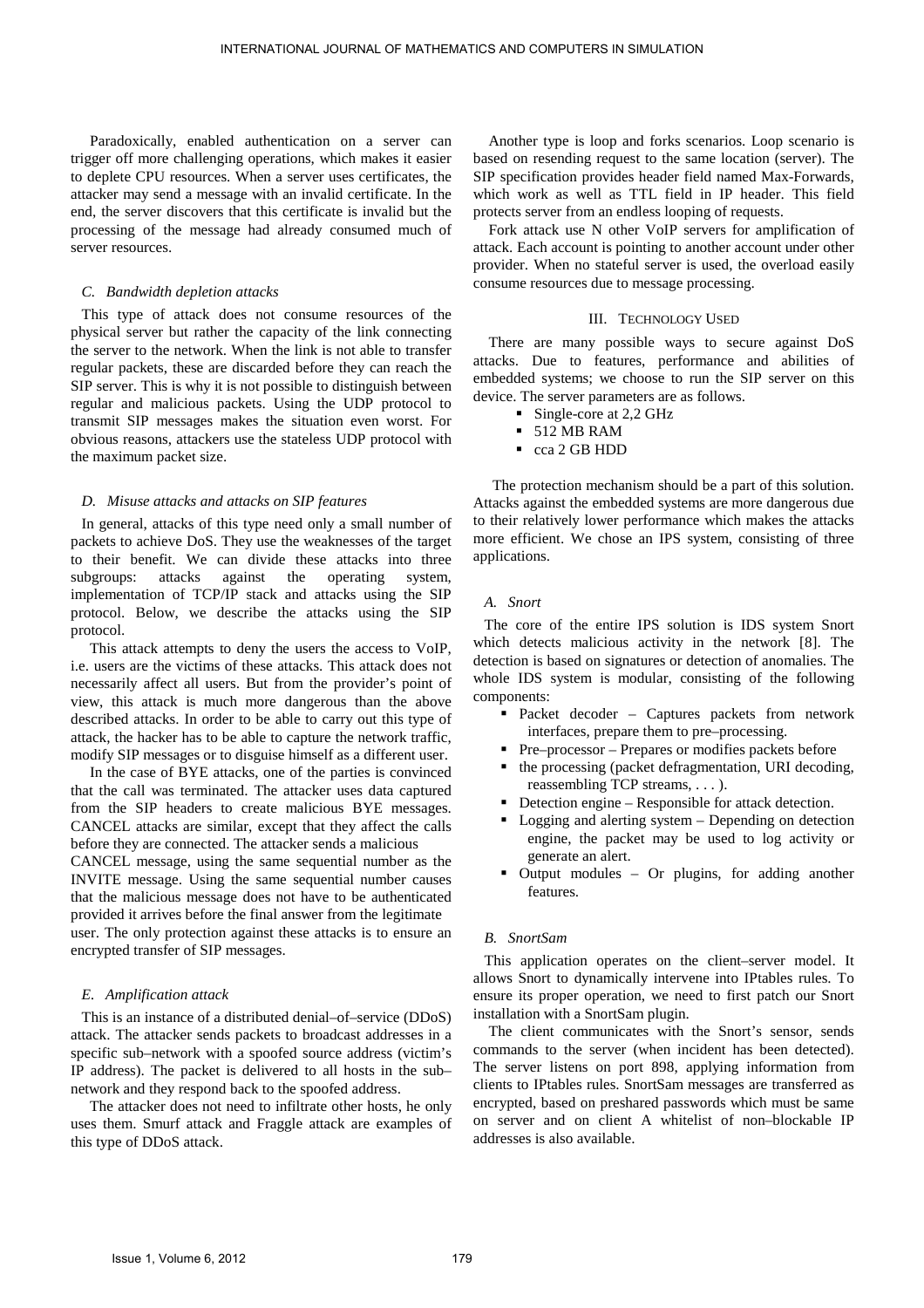Paradoxically, enabled authentication on a server can trigger off more challenging operations, which makes it easier to deplete CPU resources. When a server uses certificates, the attacker may send a message with an invalid certificate. In the end, the server discovers that this certificate is invalid but the processing of the message had already consumed much of server resources.

### *C. Bandwidth depletion attacks*

This type of attack does not consume resources of the physical server but rather the capacity of the link connecting the server to the network. When the link is not able to transfer regular packets, these are discarded before they can reach the SIP server. This is why it is not possible to distinguish between regular and malicious packets. Using the UDP protocol to transmit SIP messages makes the situation even worst. For obvious reasons, attackers use the stateless UDP protocol with the maximum packet size.

### *D. Misuse attacks and attacks on SIP features*

In general, attacks of this type need only a small number of packets to achieve DoS. They use the weaknesses of the target to their benefit. We can divide these attacks into three subgroups: attacks against the operating system, implementation of TCP/IP stack and attacks using the SIP protocol. Below, we describe the attacks using the SIP protocol.

This attack attempts to deny the users the access to VoIP, i.e. users are the victims of these attacks. This attack does not necessarily affect all users. But from the provider's point of view, this attack is much more dangerous than the above described attacks. In order to be able to carry out this type of attack, the hacker has to be able to capture the network traffic, modify SIP messages or to disguise himself as a different user.

In the case of BYE attacks, one of the parties is convinced that the call was terminated. The attacker uses data captured from the SIP headers to create malicious BYE messages. CANCEL attacks are similar, except that they affect the calls before they are connected. The attacker sends a malicious CANCEL message, using the same sequential number as the INVITE message. Using the same sequential number causes that the malicious message does not have to be authenticated provided it arrives before the final answer from the legitimate user. The only protection against these attacks is to ensure an encrypted transfer of SIP messages.

### *E. Amplification attack*

This is an instance of a distributed denial–of–service (DDoS) attack. The attacker sends packets to broadcast addresses in a specific sub–network with a spoofed source address (victim's IP address). The packet is delivered to all hosts in the sub–network and they respond back to the spoofed address.

The attacker does not need to infiltrate other hosts, he only uses them. Smurf attack and Fraggle attack are examples of this type of DDoS attack.

Another type is loop and forks scenarios. Loop scenario is based on resending request to the same location (server). The SIP specification provides header field named Max-Forwards, which work as well as TTL field in IP header. This field protects server from an endless looping of requests.

Fork attack use N other VoIP servers for amplification of attack. Each account is pointing to another account under other provider. When no stateful server is used, the overload easily consume resources due to message processing.

## III. Technology Used

There are many possible ways to secure against DoS attacks. Due to features, performance and abilities of embedded systems; we choose to run the SIP server on this device. The server parameters are as follows.

- Single-core at 2,2 GHz
- 512 MB RAM
- cca 2 GB HDD

The protection mechanism should be a part of this solution. Attacks against the embedded systems are more dangerous due to their relatively lower performance which makes the attacks more efficient. We chose an IPS system, consisting of three applications.

### *A. Snort*

The core of the entire IPS solution is IDS system Snort which detects malicious activity in the network [8]. The detection is based on signatures or detection of anomalies. The whole IDS system is modular, consisting of the following components:

- Packet decoder – Captures packets from network interfaces, prepare them to pre–processing.
- Pre–processor – Prepares or modifies packets before
- the processing (packet defragmentation, URI decoding, reassembling TCP streams, . . . ).
- Detection engine – Responsible for attack detection.
- Logging and alerting system – Depending on detection engine, the packet may be used to log activity or generate an alert.
- Output modules – Or plugins, for adding another features.

### *B. SnortSam*

This application operates on the client–server model. It allows Snort to dynamically intervene into IPtables rules. To ensure its proper operation, we need to first patch our Snort installation with a SnortSam plugin.

The client communicates with the Snort's sensor, sends commands to the server (when incident has been detected). The server listens on port 898, applying information from clients to IPtables rules. SnortSam messages are transferred as encrypted, based on preshared passwords which must be same on server and on client A whitelist of non–blockable IP addresses is also available.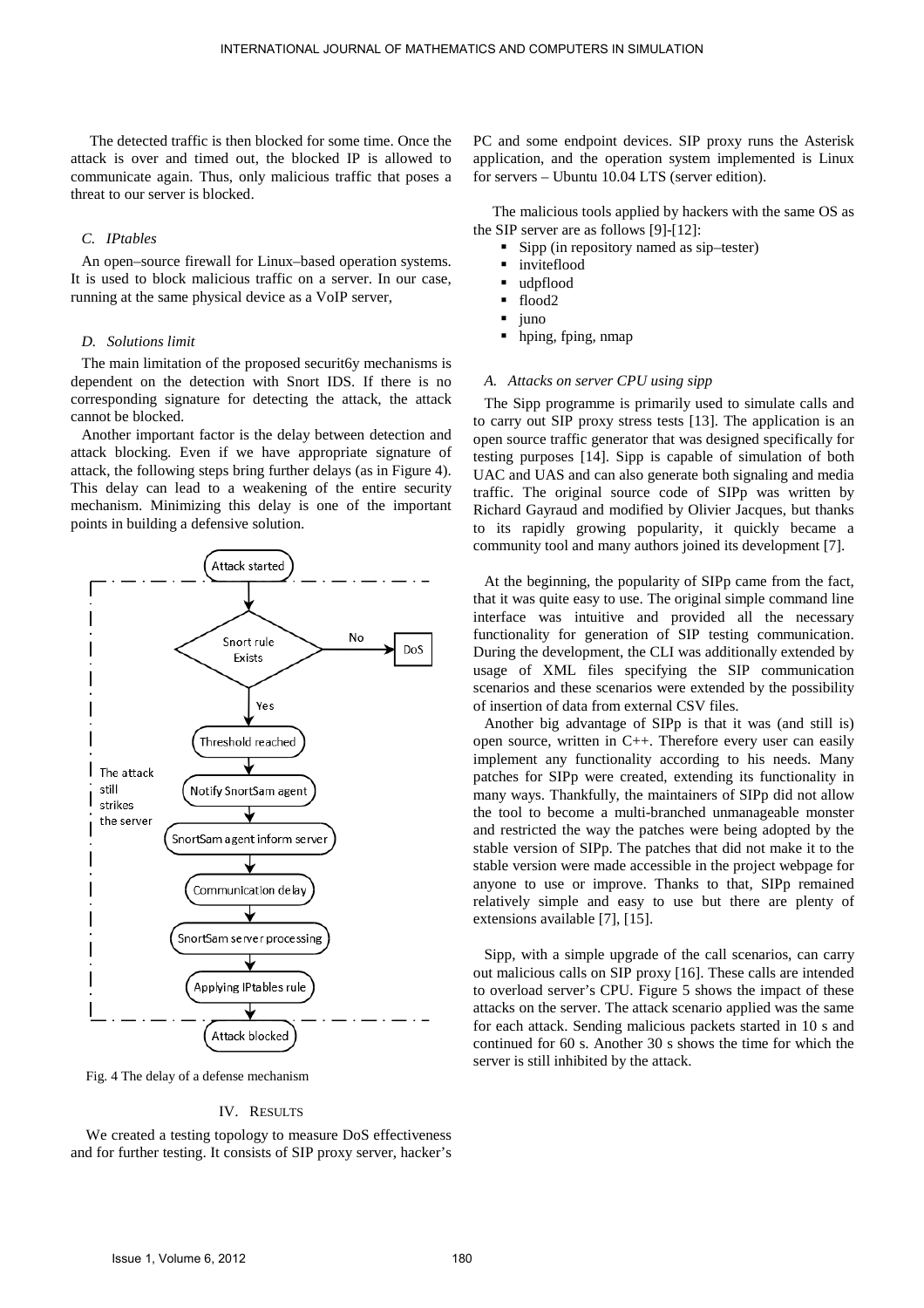The detected traffic is then blocked for some time. Once the attack is over and timed out, the blocked IP is allowed to communicate again. Thus, only malicious traffic that poses a threat to our server is blocked.

### C. IPtables

An open–source firewall for Linux–based operation systems. It is used to block malicious traffic on a server. In our case, running at the same physical device as a VoIP server,

### D. Solutions limit

The main limitation of the proposed securit6y mechanisms is dependent on the detection with Snort IDS. If there is no corresponding signature for detecting the attack, the attack cannot be blocked.

Another important factor is the delay between detection and attack blocking. Even if we have appropriate signature of attack, the following steps bring further delays (as in Figure 4). This delay can lead to a weakening of the entire security mechanism. Minimizing this delay is one of the important points in building a defensive solution.

Fig. 4 The delay of a defense mechanism

## IV. Results

We created a testing topology to measure DoS effectiveness and for further testing. It consists of SIP proxy server, hacker's PC and some endpoint devices. SIP proxy runs the Asterisk application, and the operation system implemented is Linux for servers – Ubuntu 10.04 LTS (server edition).

The malicious tools applied by hackers with the same OS as the SIP server are as follows [9]-[12]:

- Sipp (in repository named as sip–tester)
- inviteflood
- udpflood
- flood2
- juno
- hping, fping, nmap

### A. Attacks on server CPU using sipp

The Sipp programme is primarily used to simulate calls and to carry out SIP proxy stress tests [13]. The application is an open source traffic generator that was designed specifically for testing purposes [14]. Sipp is capable of simulation of both UAC and UAS and can also generate both signaling and media traffic. The original source code of SIPp was written by Richard Gayraud and modified by Olivier Jacques, but thanks to its rapidly growing popularity, it quickly became a community tool and many authors joined its development [7].

At the beginning, the popularity of SIPp came from the fact, that it was quite easy to use. The original simple command line interface was intuitive and provided all the necessary functionality for generation of SIP testing communication. During the development, the CLI was additionally extended by usage of XML files specifying the SIP communication scenarios and these scenarios were extended by the possibility of insertion of data from external CSV files.

Another big advantage of SIPp is that it was (and still is) open source, written in C++. Therefore every user can easily implement any functionality according to his needs. Many patches for SIPp were created, extending its functionality in many ways. Thankfully, the maintainers of SIPp did not allow the tool to become a multi-branched unmanageable monster and restricted the way the patches were being adopted by the stable version of SIPp. The patches that did not make it to the stable version were made accessible in the project webpage for anyone to use or improve. Thanks to that, SIPp remained relatively simple and easy to use but there are plenty of extensions available [7], [15].

Sipp, with a simple upgrade of the call scenarios, can carry out malicious calls on SIP proxy [16]. These calls are intended to overload server's CPU. Figure 5 shows the impact of these attacks on the server. The attack scenario applied was the same for each attack. Sending malicious packets started in 10 s and continued for 60 s. Another 30 s shows the time for which the server is still inhibited by the attack.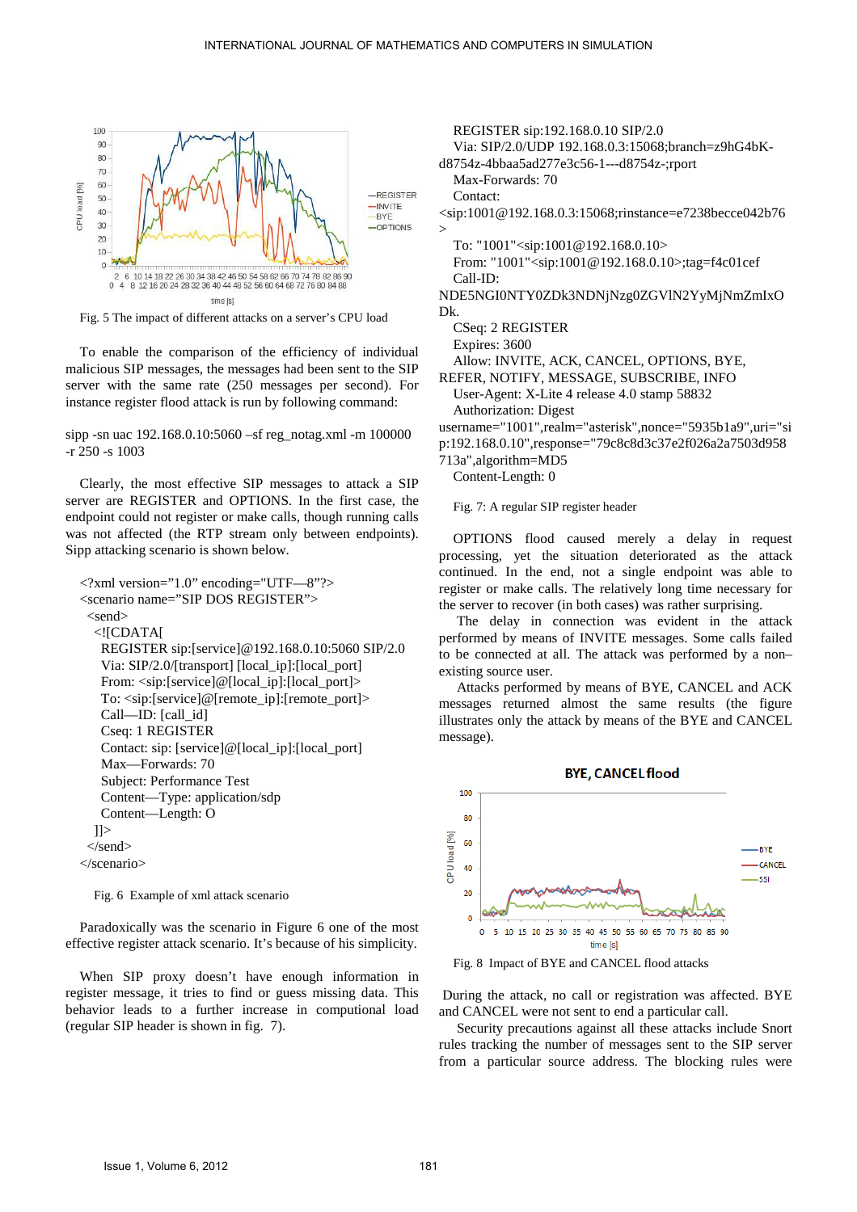Fig. 5 The impact of different attacks on a server's CPU load

To enable the comparison of the efficiency of individual malicious SIP messages, the messages had been sent to the SIP server with the same rate (250 messages per second). For instance register flood attack is run by following command:

sipp -sn uac 192.168.0.10:5060 –sf reg_notag.xml -m 100000 -r 250 -s 1003

Clearly, the most effective SIP messages to attack a SIP server are REGISTER and OPTIONS. In the first case, the endpoint could not register or make calls, though running calls was not affected (the RTP stream only between endpoints). Sipp attacking scenario is shown below.

```
<?xml version="1.0" encoding="UTF—8"?>
<scenario name="SIP DOS REGISTER">
 <send>
  <![CDATA[
   REGISTER sip:[service]@192.168.0.10:5060 SIP/2.0
   Via: SIP/2.0/[transport] [local_ip]:[local_port]
   From: <sip:[service]@[local_ip]:[local_port]>
   To: <sip:[service]@[remote_ip]:[remote_port]>
   Call—ID: [call_id]
   Cseq: 1 REGISTER
   Contact: sip: [service]@[local_ip]:[local_port]
   Max—Forwards: 70
   Subject: Performance Test
   Content—Type: application/sdp
   Content—Length: O
  ]]>
 </send>
</scenario>
```

Fig. 6 Example of xml attack scenario

Paradoxically was the scenario in Figure 6 one of the most effective register attack scenario. It's because of his simplicity.

When SIP proxy doesn't have enough information in register message, it tries to find or guess missing data. This behavior leads to a further increase in computional load (regular SIP header is shown in fig. 7).

```
REGISTER sip:192.168.0.10 SIP/2.0
Via: SIP/2.0/UDP 192.168.0.3:15068;branch=z9hG4bK-d8754z-4bbaa5ad277e3c56-1---d8754z-;rport
Max-Forwards: 70
Contact: <sip:1001@192.168.0.3:15068;rinstance=e7238becce042b76>
To: "1001"<sip:1001@192.168.0.10>
From: "1001"<sip:1001@192.168.0.10>;tag=f4c01cef
Call-ID: NDE5NGI0NTY0ZDk3NDNjNzg0ZGVlN2YyMjNmZmIxODk.
CSeq: 2 REGISTER
Expires: 3600
Allow: INVITE, ACK, CANCEL, OPTIONS, BYE, REFER, NOTIFY, MESSAGE, SUBSCRIBE, INFO
User-Agent: X-Lite 4 release 4.0 stamp 58832
Authorization: Digest username="1001",realm="asterisk",nonce="5935b1a9",uri="sip:192.168.0.10",response="79c8c8d3c37e2f026a2a7503d958713a",algorithm=MD5
Content-Length: 0
```

Fig. 7: A regular SIP register header

OPTIONS flood caused merely a delay in request processing, yet the situation deteriorated as the attack continued. In the end, not a single endpoint was able to register or make calls. The relatively long time necessary for the server to recover (in both cases) was rather surprising.

The delay in connection was evident in the attack performed by means of INVITE messages. Some calls failed to be connected at all. The attack was performed by a non–existing source user.

Attacks performed by means of BYE, CANCEL and ACK messages returned almost the same results (the figure illustrates only the attack by means of the BYE and CANCEL message).

Fig. 8 Impact of BYE and CANCEL flood attacks

During the attack, no call or registration was affected. BYE and CANCEL were not sent to end a particular call.

Security precautions against all these attacks include Snort rules tracking the number of messages sent to the SIP server from a particular source address. The blocking rules were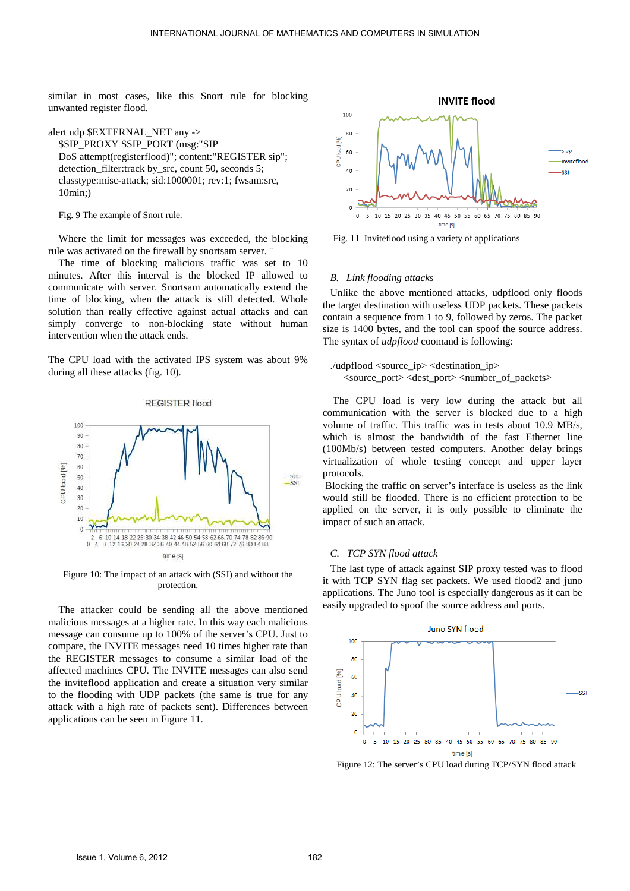similar in most cases, like this Snort rule for blocking unwanted register flood.

```
alert udp $EXTERNAL_NET any ->
   $SIP_PROXY $SIP_PORT (msg:"SIP
   DoS attempt(registerflood)"; content:"REGISTER sip";
   detection_filter:track by_src, count 50, seconds 5;
   classtype:misc-attack; sid:1000001; rev:1; fwsam:src,
   10min;)
```

Fig. 9 The example of Snort rule.

Where the limit for messages was exceeded, the blocking rule was activated on the firewall by snortsam server. ¨

The time of blocking malicious traffic was set to 10 minutes. After this interval is the blocked IP allowed to communicate with server. Snortsam automatically extend the time of blocking, when the attack is still detected. Whole solution than really effective against actual attacks and can simply converge to non-blocking state without human intervention when the attack ends.

The CPU load with the activated IPS system was about 9% during all these attacks (fig. 10).

Figure 10: The impact of an attack with (SSI) and without the protection.

The attacker could be sending all the above mentioned malicious messages at a higher rate. In this way each malicious message can consume up to 100% of the server's CPU. Just to compare, the INVITE messages need 10 times higher rate than the REGISTER messages to consume a similar load of the affected machines CPU. The INVITE messages can also send the inviteflood application and create a situation very similar to the flooding with UDP packets (the same is true for any attack with a high rate of packets sent). Differences between applications can be seen in Figure 11.

Fig. 11 Inviteflood using a variety of applications

### B. *Link flooding attacks*

Unlike the above mentioned attacks, udpflood only floods the target destination with useless UDP packets. These packets contain a sequence from 1 to 9, followed by zeros. The packet size is 1400 bytes, and the tool can spoof the source address. The syntax of *udpflood* coomand is following:

```
./udpflood <source_ip> <destination_ip>
   <source_port> <dest_port> <number_of_packets>
```

The CPU load is very low during the attack but all communication with the server is blocked due to a high volume of traffic. This traffic was in tests about 10.9 MB/s, which is almost the bandwidth of the fast Ethernet line (100Mb/s) between tested computers. Another delay brings virtualization of whole testing concept and upper layer protocols.

Blocking the traffic on server's interface is useless as the link would still be flooded. There is no efficient protection to be applied on the server, it is only possible to eliminate the impact of such an attack.

### C. *TCP SYN flood attack*

The last type of attack against SIP proxy tested was to flood it with TCP SYN flag set packets. We used flood2 and juno applications. The Juno tool is especially dangerous as it can be easily upgraded to spoof the source address and ports.

Figure 12: The server's CPU load during TCP/SYN flood attack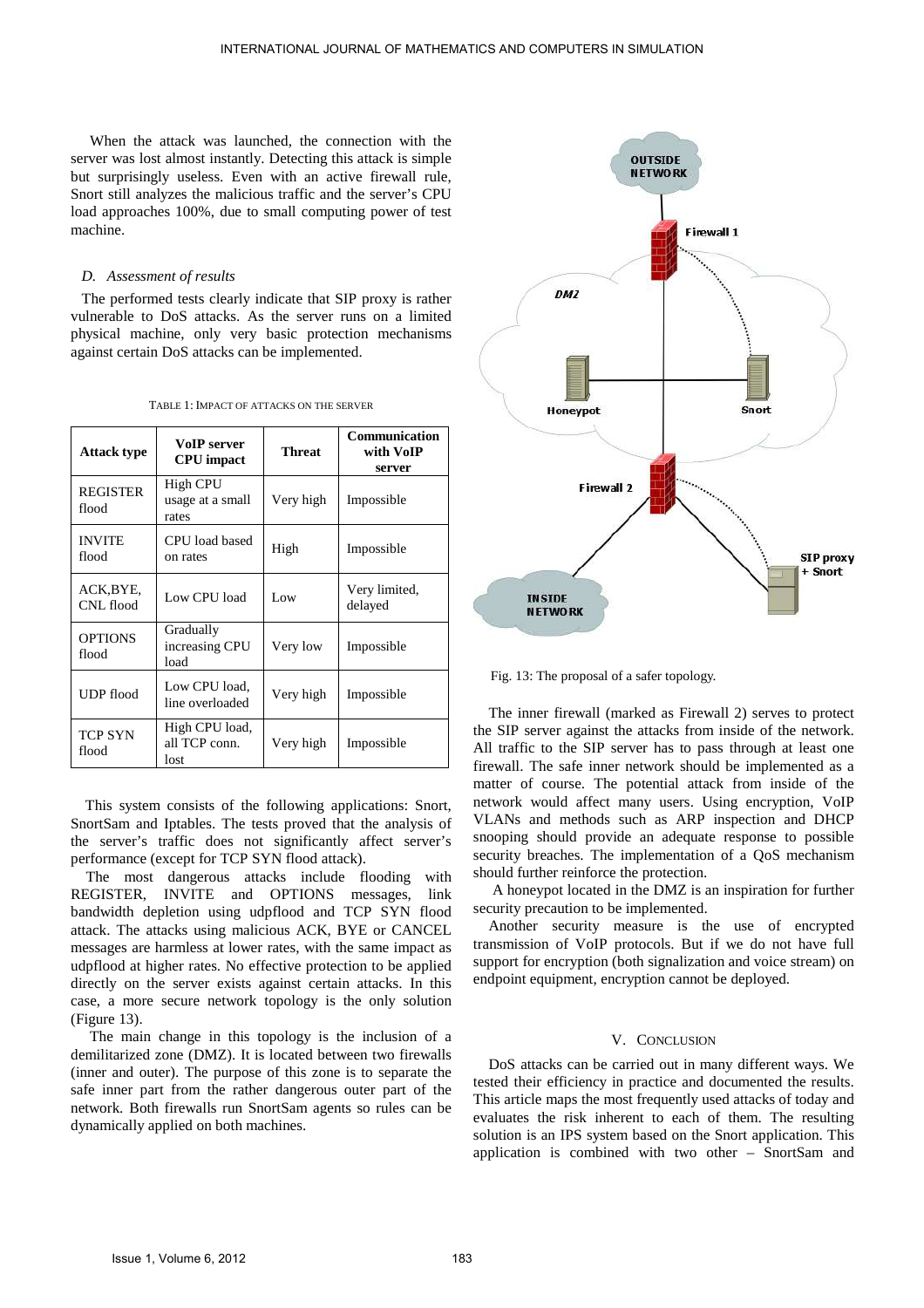When the attack was launched, the connection with the server was lost almost instantly. Detecting this attack is simple but surprisingly useless. Even with an active firewall rule, Snort still analyzes the malicious traffic and the server's CPU load approaches 100%, due to small computing power of test machine.

### *D. Assessment of results*

The performed tests clearly indicate that SIP proxy is rather vulnerable to DoS attacks. As the server runs on a limited physical machine, only very basic protection mechanisms against certain DoS attacks can be implemented.

TABLE 1: IMPACT OF ATTACKS ON THE SERVER

| Attack type | VoIP server CPU impact | Threat | Communication with VoIP server |
|---|---|---|---|
| REGISTER flood | High CPU usage at a small rates | Very high | Impossible |
| INVITE flood | CPU load based on rates | High | Impossible |
| ACK,BYE, CNL flood | Low CPU load | Low | Very limited, delayed |
| OPTIONS flood | Gradually increasing CPU load | Very low | Impossible |
| UDP flood | Low CPU load, line overloaded | Very high | Impossible |
| TCP SYN flood | High CPU load, all TCP conn. lost | Very high | Impossible |

This system consists of the following applications: Snort, SnortSam and Iptables. The tests proved that the analysis of the server's traffic does not significantly affect server's performance (except for TCP SYN flood attack).

The most dangerous attacks include flooding with REGISTER, INVITE and OPTIONS messages, link bandwidth depletion using udpflood and TCP SYN flood attack. The attacks using malicious ACK, BYE or CANCEL messages are harmless at lower rates, with the same impact as udpflood at higher rates. No effective protection to be applied directly on the server exists against certain attacks. In this case, a more secure network topology is the only solution (Figure 13).

The main change in this topology is the inclusion of a demilitarized zone (DMZ). It is located between two firewalls (inner and outer). The purpose of this zone is to separate the safe inner part from the rather dangerous outer part of the network. Both firewalls run SnortSam agents so rules can be dynamically applied on both machines.

Fig. 13: The proposal of a safer topology.

The inner firewall (marked as Firewall 2) serves to protect the SIP server against the attacks from inside of the network. All traffic to the SIP server has to pass through at least one firewall. The safe inner network should be implemented as a matter of course. The potential attack from inside of the network would affect many users. Using encryption, VoIP VLANs and methods such as ARP inspection and DHCP snooping should provide an adequate response to possible security breaches. The implementation of a QoS mechanism should further reinforce the protection.

A honeypot located in the DMZ is an inspiration for further security precaution to be implemented.

Another security measure is the use of encrypted transmission of VoIP protocols. But if we do not have full support for encryption (both signalization and voice stream) on endpoint equipment, encryption cannot be deployed.

## V. CONCLUSION

DoS attacks can be carried out in many different ways. We tested their efficiency in practice and documented the results. This article maps the most frequently used attacks of today and evaluates the risk inherent to each of them. The resulting solution is an IPS system based on the Snort application. This application is combined with two other – SnortSam and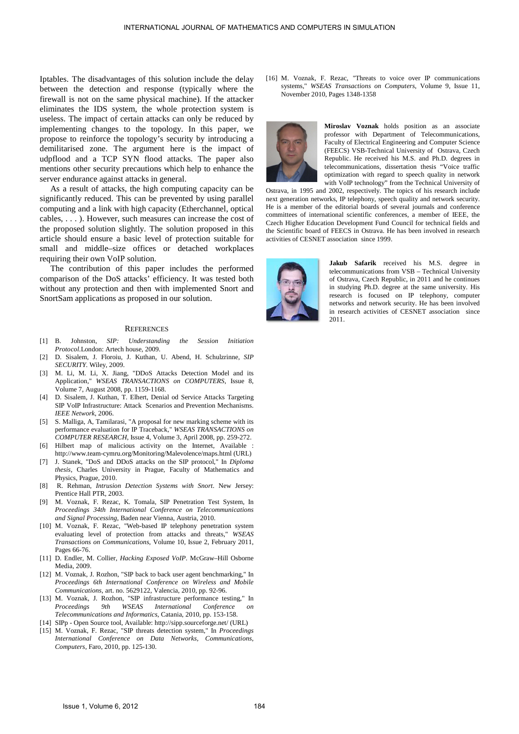Iptables. The disadvantages of this solution include the delay between the detection and response (typically where the firewall is not on the same physical machine). If the attacker eliminates the IDS system, the whole protection system is useless. The impact of certain attacks can only be reduced by implementing changes to the topology. In this paper, we propose to reinforce the topology's security by introducing a demilitarised zone. The argument here is the impact of udpflood and a TCP SYN flood attacks. The paper also mentions other security precautions which help to enhance the server endurance against attacks in general.

As a result of attacks, the high computing capacity can be significantly reduced. This can be prevented by using parallel computing and a link with high capacity (Etherchannel, optical cables, . . . ). However, such measures can increase the cost of the proposed solution slightly. The solution proposed in this article should ensure a basic level of protection suitable for small and middle–size offices or detached workplaces requiring their own VoIP solution.

The contribution of this paper includes the performed comparison of the DoS attacks' efficiency. It was tested both without any protection and then with implemented Snort and SnortSam applications as proposed in our solution.

## References

[1] B. Johnston, *SIP: Understanding the Session Initiation Protocol*.London: Artech house, 2009.

[2] D. Sisalem, J. Floroiu, J. Kuthan, U. Abend, H. Schulzrinne, *SIP SECURITY*. Wiley, 2009.

[3] M. Li, M. Li, X. Jiang, "DDoS Attacks Detection Model and its Application," *WSEAS TRANSACTIONS on COMPUTERS*, Issue 8, Volume 7, August 2008, pp. 1159-1168.

[4] D. Sisalem, J. Kuthan, T. Elhert, Denial od Service Attacks Targeting SIP VoIP Infrastructure: Attack Scenarios and Prevention Mechanisms. *IEEE Network*, 2006.

[5] S. Malliga, A, Tamilarasi, "A proposal for new marking scheme with its performance evaluation for IP Traceback," *WSEAS TRANSACTIONS on COMPUTER RESEARCH*, Issue 4, Volume 3, April 2008, pp. 259-272.

[6] Hilbert map of malicious activity on the Internet, Available : http://www.team-cymru.org/Monitoring/Malevolence/maps.html (URL)

[7] J. Stanek, "DoS and DDoS attacks on the SIP protocol," In *Diploma thesis*, Charles University in Prague, Faculty of Mathematics and Physics, Prague, 2010.

[8] R. Rehman, *Intrusion Detection Systems with Snort*. New Jersey: Prentice Hall PTR, 2003.

[9] M. Voznak, F. Rezac, K. Tomala, SIP Penetration Test System, In *Proceedings 34th International Conference on Telecommunications and Signal Processing*, Baden near Vienna, Austria, 2010.

[10] M. Voznak, F. Rezac, "Web-based IP telephony penetration system evaluating level of protection from attacks and threats," *WSEAS Transactions on Communications*, Volume 10, Issue 2, February 2011, Pages 66-76.

[11] D. Endler, M. Collier, *Hacking Exposed VoIP*. McGraw–Hill Osborne Media, 2009.

[12] M. Voznak, J. Rozhon, "SIP back to back user agent benchmarking," In *Proceedings 6th International Conference on Wireless and Mobile Communications*, art. no. 5629122, Valencia, 2010, pp. 92-96.

[13] M. Voznak, J. Rozhon, "SIP infrastructure performance testing," In *Proceedings 9th WSEAS International Conference on Telecommunications and Informatics*, Catania, 2010, pp. 153-158.

[14] SIPp - Open Source tool, Available: http://sipp.sourceforge.net/ (URL)

[15] M. Voznak, F. Rezac, "SIP threats detection system," In *Proceedings International Conference on Data Networks, Communications, Computers*, Faro, 2010, pp. 125-130.

[16] M. Voznak, F. Rezac, "Threats to voice over IP communications systems," *WSEAS Transactions on Computers*, Volume 9, Issue 11, November 2010, Pages 1348-1358

**Miroslav Voznak** holds position as an associate professor with Department of Telecommunications, Faculty of Electrical Engineering and Computer Science (FEECS) VSB-Technical University of Ostrava, Czech Republic. He received his M.S. and Ph.D. degrees in telecommunications, dissertation thesis "Voice traffic optimization with regard to speech quality in network with VoIP technology" from the Technical University of Ostrava, in 1995 and 2002, respectively. The topics of his research include next generation networks, IP telephony, speech quality and network security. He is a member of the editorial boards of several journals and conference committees of international scientific conferences, a member of IEEE, the Czech Higher Education Development Fund Council for technical fields and the Scientific board of FEECS in Ostrava. He has been involved in research activities of CESNET association since 1999.

**Jakub Safarik** received his M.S. degree in telecommunications from VSB – Technical University of Ostrava, Czech Republic, in 2011 and he continues in studying Ph.D. degree at the same university. His research is focused on IP telephony, computer networks and network security. He has been involved in research activities of CESNET association since 2011.